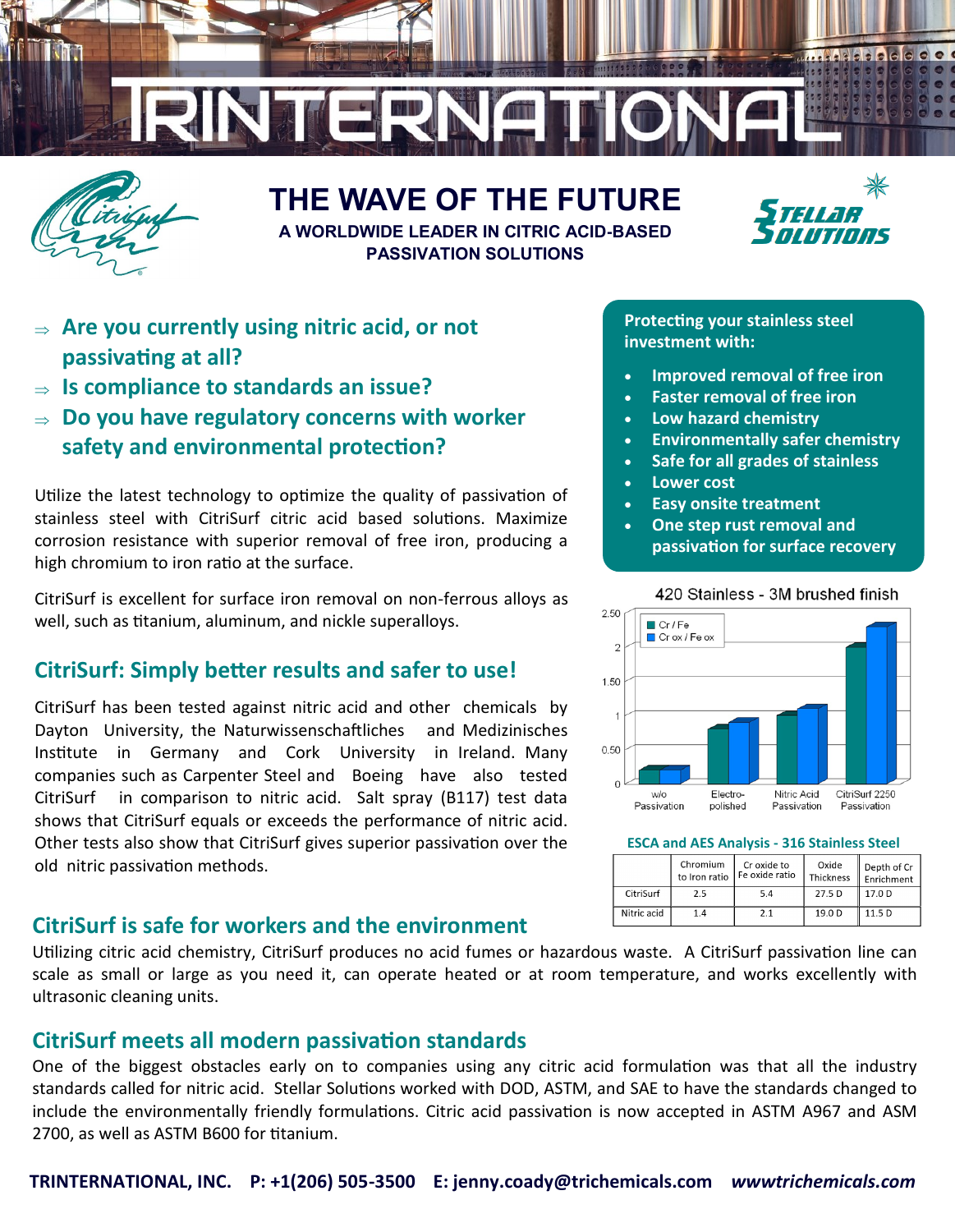# TRINTERNATIONAL

## THE WAVE OF THE FUTURE

**A WORLDWIDE LEADER IN CITRIC ACID-BASED PASSIVATION SOLUTIONS**

- ⇒ **Are you currently using nitric acid, or not passivating at all?**
- ⇒ **Is compliance to standards an issue?**
- ⇒ **Do you have regulatory concerns with worker safety and environmental protection?**

Utilize the latest technology to optimize the quality of passivation of stainless steel with CitriSurf citric acid based solutions. Maximize corrosion resistance with superior removal of free iron, producing a high chromium to iron ratio at the surface.

CitriSurf is excellent for surface iron removal on non-ferrous alloys as well, such as titanium, aluminum, and nickle superalloys.

**Protecting your stainless steel investment with:**

- Improved removal of free iron
- Faster removal of free iron
- Low hazard chemistry
- Environmentally safer chemistry
- Safe for all grades of stainless
- Lower cost
- Easy onsite treatment
- One step rust removal and passivation for surface recovery

## CitriSurf: Simply better results and safer to use!

CitriSurf has been tested against nitric acid and other chemicals by Dayton University, the Naturwissenschaftliches and Medizinisches Institute in Germany and Cork University in Ireland. Many companies such as Carpenter Steel and Boeing have also tested CitriSurf in comparison to nitric acid. Salt spray (B117) test data shows that CitriSurf equals or exceeds the performance of nitric acid. Other tests also show that CitriSurf gives superior passivation over the old nitric passivation methods.

**420 Stainless - 3M brushed finish**

(Chart legend: Cr / Fe; Cr ox / Fe ox — categories: w/o Passivation, Electro-polished, Nitric Acid Passivation, CitriSurf 2250 Passivation)

**ESCA and AES Analysis - 316 Stainless Steel**

| | Chromium to Iron ratio | Cr oxide to Fe oxide ratio | Oxide Thickness | Depth of Cr Enrichment |
|---|---|---|---|---|
| CitriSurf | 2.5 | 5.4 | 27.5 D | 17.0 D |
| Nitric acid | 1.4 | 2.1 | 19.0 D | 11.5 D |

## CitriSurf is safe for workers and the environment

Utilizing citric acid chemistry, CitriSurf produces no acid fumes or hazardous waste. A CitriSurf passivation line can scale as small or large as you need it, can operate heated or at room temperature, and works excellently with ultrasonic cleaning units.

## CitriSurf meets all modern passivation standards

One of the biggest obstacles early on to companies using any citric acid formulation was that all the industry standards called for nitric acid. Stellar Solutions worked with DOD, ASTM, and SAE to have the standards changed to include the environmentally friendly formulations. Citric acid passivation is now accepted in ASTM A967 and ASM 2700, as well as ASTM B600 for titanium.

**TRINTERNATIONAL, INC. P: +1(206) 505-3500 E: jenny.coady@trichemicals.com** ***wwwtrichemicals.com***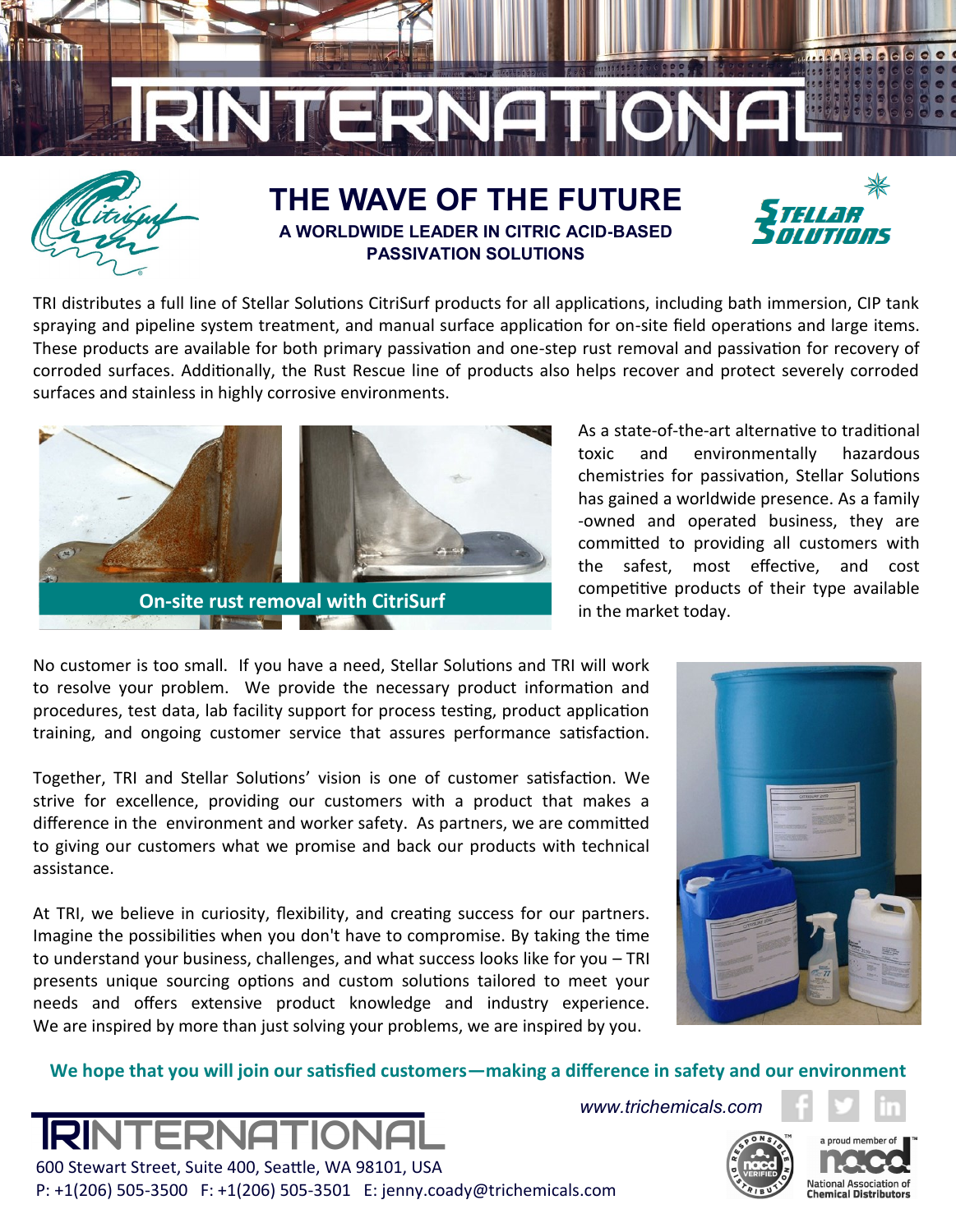# TRINTERNATIONAL

## THE WAVE OF THE FUTURE

**A WORLDWIDE LEADER IN CITRIC ACID-BASED PASSIVATION SOLUTIONS**

TRI distributes a full line of Stellar Solutions CitriSurf products for all applications, including bath immersion, CIP tank spraying and pipeline system treatment, and manual surface application for on-site field operations and large items. These products are available for both primary passivation and one-step rust removal and passivation for recovery of corroded surfaces. Additionally, the Rust Rescue line of products also helps recover and protect severely corroded surfaces and stainless in highly corrosive environments.

On-site rust removal with CitriSurf

As a state-of-the-art alternative to traditional toxic and environmentally hazardous chemistries for passivation, Stellar Solutions has gained a worldwide presence. As a family-owned and operated business, they are committed to providing all customers with the safest, most effective, and cost competitive products of their type available in the market today.

No customer is too small. If you have a need, Stellar Solutions and TRI will work to resolve your problem. We provide the necessary product information and procedures, test data, lab facility support for process testing, product application training, and ongoing customer service that assures performance satisfaction.

Together, TRI and Stellar Solutions' vision is one of customer satisfaction. We strive for excellence, providing our customers with a product that makes a difference in the environment and worker safety. As partners, we are committed to giving our customers what we promise and back our products with technical assistance.

At TRI, we believe in curiosity, flexibility, and creating success for our partners. Imagine the possibilities when you don't have to compromise. By taking the time to understand your business, challenges, and what success looks like for you – TRI presents unique sourcing options and custom solutions tailored to meet your needs and offers extensive product knowledge and industry experience. We are inspired by more than just solving your problems, we are inspired by you.

**We hope that you will join our satisfied customers—making a difference in safety and our environment**

*www.trichemicals.com*

TRINTERNATIONAL

600 Stewart Street, Suite 400, Seattle, WA 98101, USA

P: +1(206) 505-3500 F: +1(206) 505-3501 E: jenny.coady@trichemicals.com

a proud member of nacd — National Association of Chemical Distributors